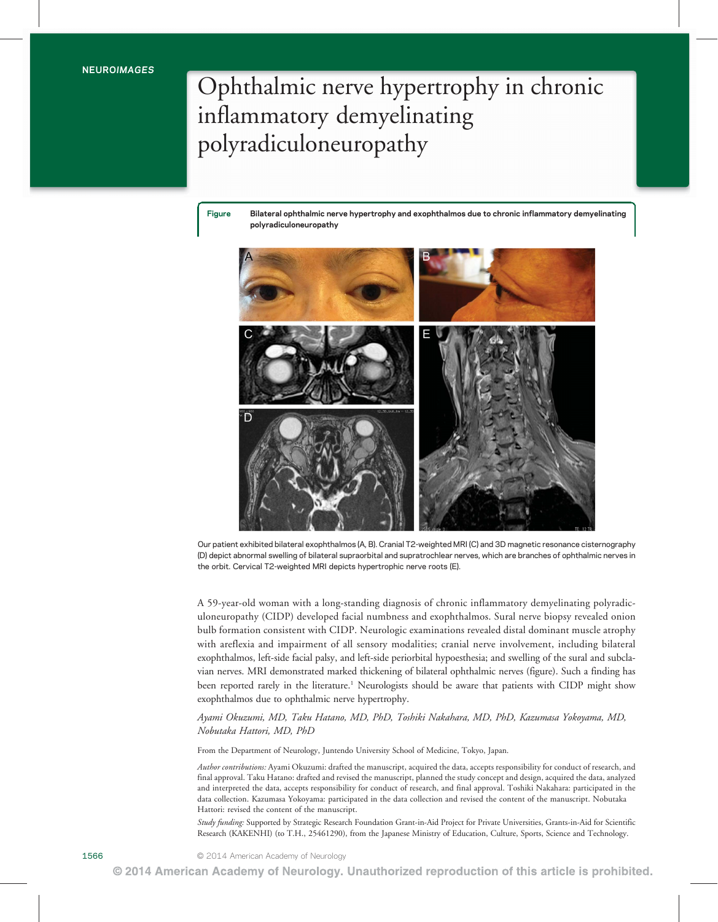NEURO*IMAGES*

# Ophthalmic nerve hypertrophy in chronic inflammatory demyelinating polyradiculoneuropathy

**Figure** **Bilateral ophthalmic nerve hypertrophy and exophthalmos due to chronic inflammatory demyelinating polyradiculoneuropathy**

Our patient exhibited bilateral exophthalmos (A, B). Cranial T2-weighted MRI (C) and 3D magnetic resonance cisternography (D) depict abnormal swelling of bilateral supraorbital and supratrochlear nerves, which are branches of ophthalmic nerves in the orbit. Cervical T2-weighted MRI depicts hypertrophic nerve roots (E).

A 59-year-old woman with a long-standing diagnosis of chronic inflammatory demyelinating polyradiculoneuropathy (CIDP) developed facial numbness and exophthalmos. Sural nerve biopsy revealed onion bulb formation consistent with CIDP. Neurologic examinations revealed distal dominant muscle atrophy with areflexia and impairment of all sensory modalities; cranial nerve involvement, including bilateral exophthalmos, left-side facial palsy, and left-side periorbital hypoesthesia; and swelling of the sural and subclavian nerves. MRI demonstrated marked thickening of bilateral ophthalmic nerves (figure). Such a finding has been reported rarely in the literature.[1] Neurologists should be aware that patients with CIDP might show exophthalmos due to ophthalmic nerve hypertrophy.

*Ayami Okuzumi, MD, Taku Hatano, MD, PhD, Toshiki Nakahara, MD, PhD, Kazumasa Yokoyama, MD, Nobutaka Hattori, MD, PhD*

From the Department of Neurology, Juntendo University School of Medicine, Tokyo, Japan.

*Author contributions:* Ayami Okuzumi: drafted the manuscript, acquired the data, accepts responsibility for conduct of research, and final approval. Taku Hatano: drafted and revised the manuscript, planned the study concept and design, acquired the data, analyzed and interpreted the data, accepts responsibility for conduct of research, and final approval. Toshiki Nakahara: participated in the data collection. Kazumasa Yokoyama: participated in the data collection and revised the content of the manuscript. Nobutaka Hattori: revised the content of the manuscript.

*Study funding:* Supported by Strategic Research Foundation Grant-in-Aid Project for Private Universities, Grants-in-Aid for Scientific Research (KAKENHI) (to T.H., 25461290), from the Japanese Ministry of Education, Culture, Sports, Science and Technology.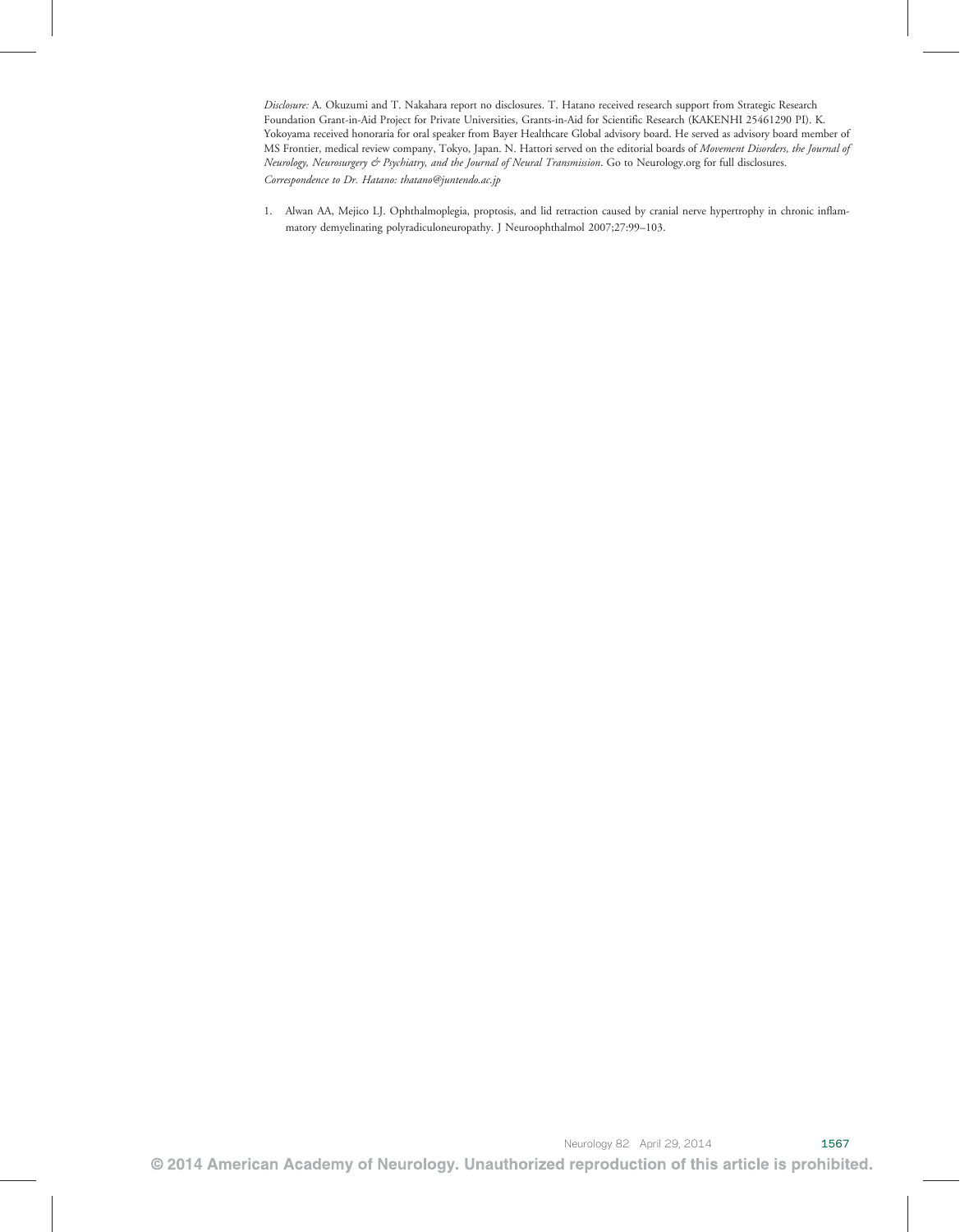*Disclosure:* A. Okuzumi and T. Nakahara report no disclosures. T. Hatano received research support from Strategic Research Foundation Grant-in-Aid Project for Private Universities, Grants-in-Aid for Scientific Research (KAKENHI 25461290 PI). K. Yokoyama received honoraria for oral speaker from Bayer Healthcare Global advisory board. He served as advisory board member of MS Frontier, medical review company, Tokyo, Japan. N. Hattori served on the editorial boards of *Movement Disorders, the Journal of Neurology, Neurosurgery & Psychiatry, and the Journal of Neural Transmission*. Go to Neurology.org for full disclosures.

*Correspondence to Dr. Hatano: thatano@juntendo.ac.jp*

1. Alwan AA, Mejico LJ. Ophthalmoplegia, proptosis, and lid retraction caused by cranial nerve hypertrophy in chronic inflammatory demyelinating polyradiculoneuropathy. J Neuroophthalmol 2007;27:99–103.

© 2014 American Academy of Neurology. Unauthorized reproduction of this article is prohibited.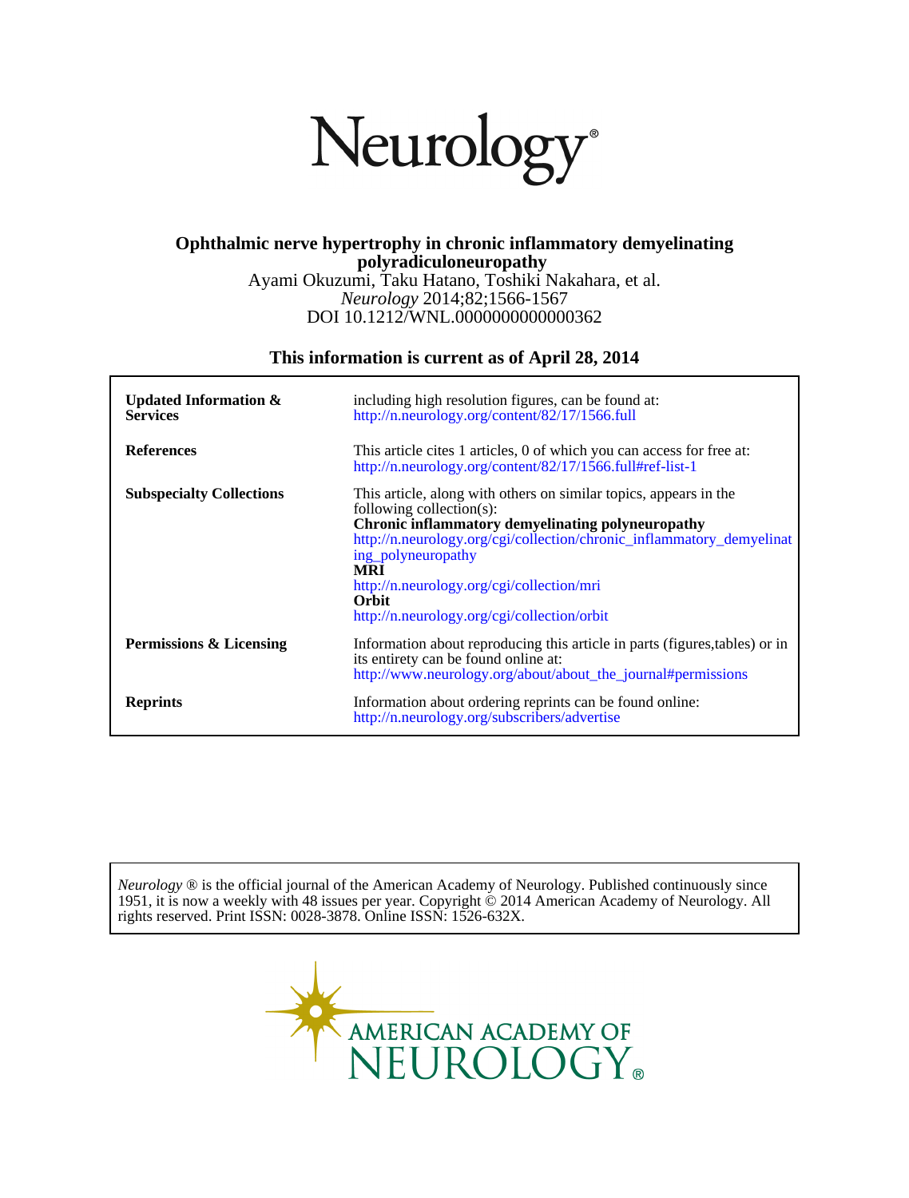# Neurology®

**Ophthalmic nerve hypertrophy in chronic inflammatory demyelinating polyradiculoneuropathy**

Ayami Okuzumi, Taku Hatano, Toshiki Nakahara, et al.

*Neurology* 2014;82;1566-1567

DOI 10.1212/WNL.0000000000000362

**This information is current as of April 28, 2014**

| | |
|---|---|
| **Updated Information & Services** | including high resolution figures, can be found at: http://n.neurology.org/content/82/17/1566.full |
| **References** | This article cites 1 articles, 0 of which you can access for free at: http://n.neurology.org/content/82/17/1566.full#ref-list-1 |
| **Subspecialty Collections** | This article, along with others on similar topics, appears in the following collection(s): **Chronic inflammatory demyelinating polyneuropathy** http://n.neurology.org/cgi/collection/chronic_inflammatory_demyelinating_polyneuropathy **MRI** http://n.neurology.org/cgi/collection/mri **Orbit** http://n.neurology.org/cgi/collection/orbit |
| **Permissions & Licensing** | Information about reproducing this article in parts (figures,tables) or in its entirety can be found online at: http://www.neurology.org/about/about_the_journal#permissions |
| **Reprints** | Information about ordering reprints can be found online: http://n.neurology.org/subscribers/advertise |

*Neurology* ® is the official journal of the American Academy of Neurology. Published continuously since 1951, it is now a weekly with 48 issues per year. Copyright © 2014 American Academy of Neurology. All rights reserved. Print ISSN: 0028-3878. Online ISSN: 1526-632X.

AMERICAN ACADEMY OF NEUROLOGY®